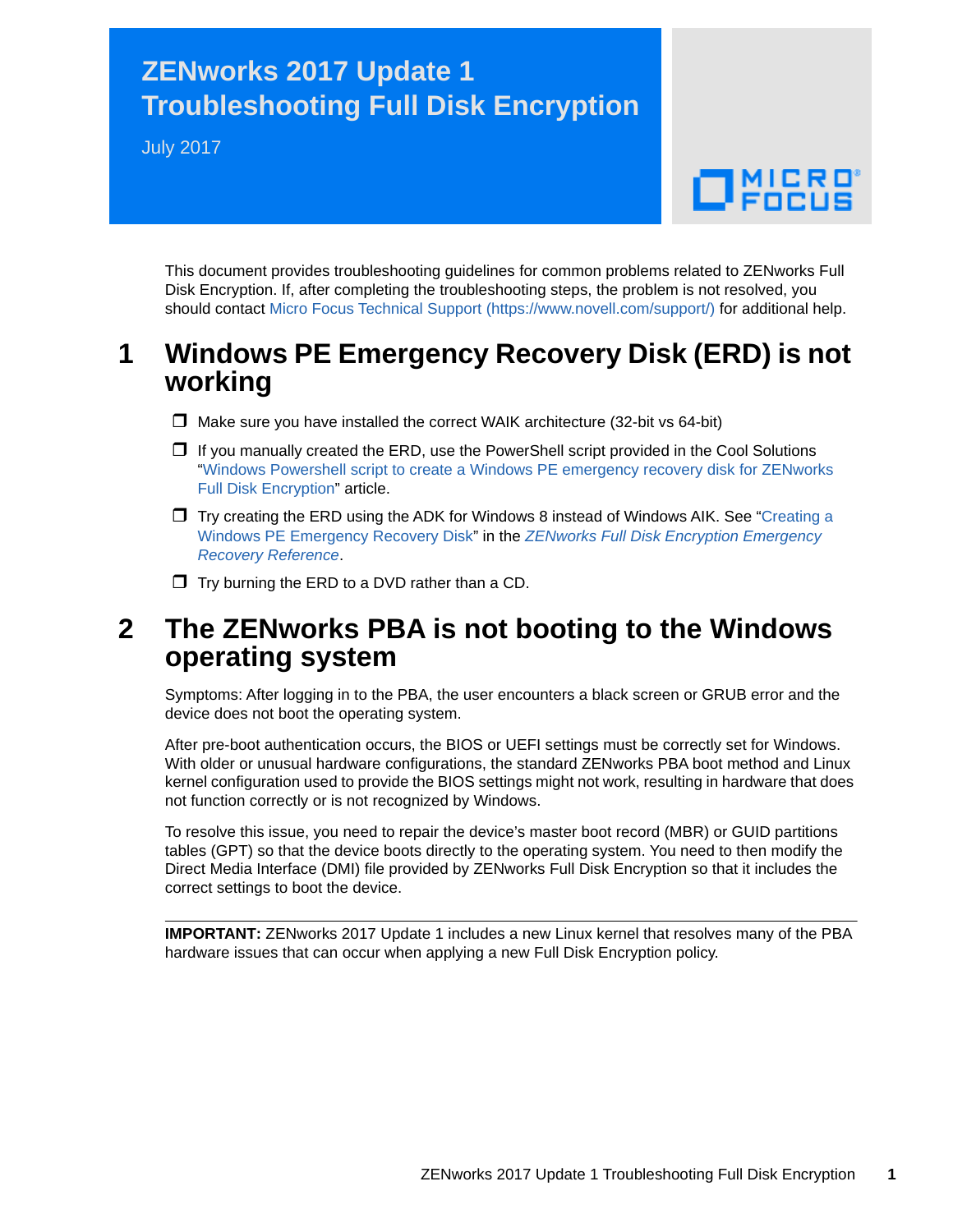# ZENworks 2017 Update 1 Troubleshooting Full Disk Encryption

July 2017

This document provides troubleshooting guidelines for common problems related to ZENworks Full Disk Encryption. If, after completing the troubleshooting steps, the problem is not resolved, you should contact Micro Focus Technical Support (https://www.novell.com/support/) for additional help.

## 1 Windows PE Emergency Recovery Disk (ERD) is not working

- ❒ Make sure you have installed the correct WAIK architecture (32-bit vs 64-bit)
- ❒ If you manually created the ERD, use the PowerShell script provided in the Cool Solutions "Windows Powershell script to create a Windows PE emergency recovery disk for ZENworks Full Disk Encryption" article.
- ❒ Try creating the ERD using the ADK for Windows 8 instead of Windows AIK. See "Creating a Windows PE Emergency Recovery Disk" in the *ZENworks Full Disk Encryption Emergency Recovery Reference*.
- ❒ Try burning the ERD to a DVD rather than a CD.

## 2 The ZENworks PBA is not booting to the Windows operating system

Symptoms: After logging in to the PBA, the user encounters a black screen or GRUB error and the device does not boot the operating system.

After pre-boot authentication occurs, the BIOS or UEFI settings must be correctly set for Windows. With older or unusual hardware configurations, the standard ZENworks PBA boot method and Linux kernel configuration used to provide the BIOS settings might not work, resulting in hardware that does not function correctly or is not recognized by Windows.

To resolve this issue, you need to repair the device's master boot record (MBR) or GUID partitions tables (GPT) so that the device boots directly to the operating system. You need to then modify the Direct Media Interface (DMI) file provided by ZENworks Full Disk Encryption so that it includes the correct settings to boot the device.

---

**IMPORTANT:** ZENworks 2017 Update 1 includes a new Linux kernel that resolves many of the PBA hardware issues that can occur when applying a new Full Disk Encryption policy.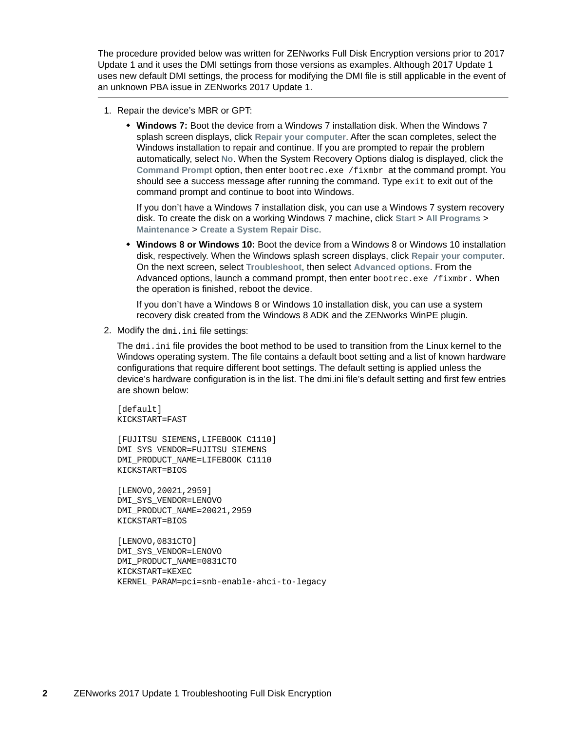The procedure provided below was written for ZENworks Full Disk Encryption versions prior to 2017 Update 1 and it uses the DMI settings from those versions as examples. Although 2017 Update 1 uses new default DMI settings, the process for modifying the DMI file is still applicable in the event of an unknown PBA issue in ZENworks 2017 Update 1.

---

1. Repair the device's MBR or GPT:

   - **Windows 7:** Boot the device from a Windows 7 installation disk. When the Windows 7 splash screen displays, click **Repair your computer**. After the scan completes, select the Windows installation to repair and continue. If you are prompted to repair the problem automatically, select **No**. When the System Recovery Options dialog is displayed, click the **Command Prompt** option, then enter `bootrec.exe /fixmbr` at the command prompt. You should see a success message after running the command. Type `exit` to exit out of the command prompt and continue to boot into Windows.

     If you don't have a Windows 7 installation disk, you can use a Windows 7 system recovery disk. To create the disk on a working Windows 7 machine, click **Start** > **All Programs** > **Maintenance** > **Create a System Repair Disc**.

   - **Windows 8 or Windows 10:** Boot the device from a Windows 8 or Windows 10 installation disk, respectively. When the Windows splash screen displays, click **Repair your computer**. On the next screen, select **Troubleshoot**, then select **Advanced options**. From the Advanced options, launch a command prompt, then enter `bootrec.exe /fixmbr`. When the operation is finished, reboot the device.

     If you don't have a Windows 8 or Windows 10 installation disk, you can use a system recovery disk created from the Windows 8 ADK and the ZENworks WinPE plugin.

2. Modify the `dmi.ini` file settings:

   The `dmi.ini` file provides the boot method to be used to transition from the Linux kernel to the Windows operating system. The file contains a default boot setting and a list of known hardware configurations that require different boot settings. The default setting is applied unless the device's hardware configuration is in the list. The dmi.ini file's default setting and first few entries are shown below:

   ```
   [default]
   KICKSTART=FAST

   [FUJITSU SIEMENS,LIFEBOOK C1110]
   DMI_SYS_VENDOR=FUJITSU SIEMENS
   DMI_PRODUCT_NAME=LIFEBOOK C1110
   KICKSTART=BIOS

   [LENOVO,20021,2959]
   DMI_SYS_VENDOR=LENOVO
   DMI_PRODUCT_NAME=20021,2959
   KICKSTART=BIOS

   [LENOVO,0831CTO]
   DMI_SYS_VENDOR=LENOVO
   DMI_PRODUCT_NAME=0831CTO
   KICKSTART=KEXEC
   KERNEL_PARAM=pci=snb-enable-ahci-to-legacy
   ```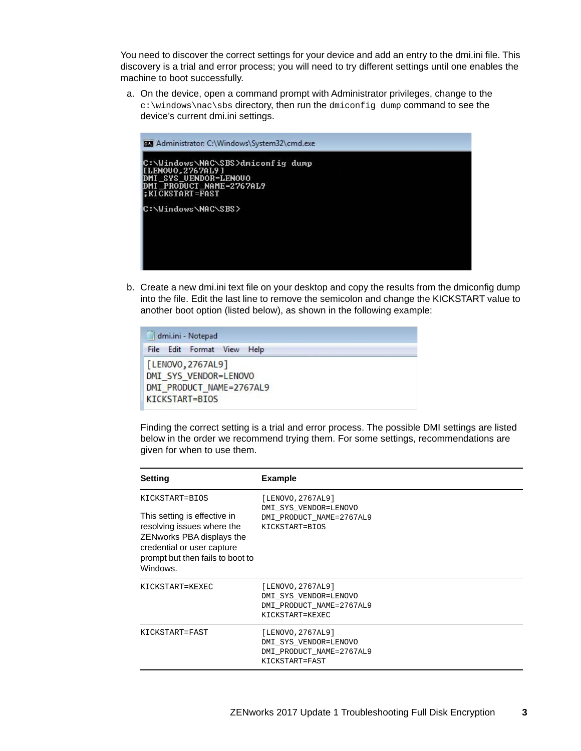You need to discover the correct settings for your device and add an entry to the dmi.ini file. This discovery is a trial and error process; you will need to try different settings until one enables the machine to boot successfully.

a. On the device, open a command prompt with Administrator privileges, change to the `c:\windows\nac\sbs` directory, then run the `dmiconfig dump` command to see the device's current dmi.ini settings.

```
C:\Windows\NAC\SBS>dmiconfig dump
[LENOVO,2767AL9]
DMI_SYS_VENDOR=LENOVO
DMI_PRODUCT_NAME=2767AL9
;KICKSTART=FAST

C:\Windows\NAC\SBS>
```

b. Create a new dmi.ini text file on your desktop and copy the results from the dmiconfig dump into the file. Edit the last line to remove the semicolon and change the KICKSTART value to another boot option (listed below), as shown in the following example:

```
[LENOVO,2767AL9]
DMI_SYS_VENDOR=LENOVO
DMI_PRODUCT_NAME=2767AL9
KICKSTART=BIOS
```

Finding the correct setting is a trial and error process. The possible DMI settings are listed below in the order we recommend trying them. For some settings, recommendations are given for when to use them.

| Setting | Example |
| --- | --- |
| `KICKSTART=BIOS`<br><br>This setting is effective in resolving issues where the ZENworks PBA displays the credential or user capture prompt but then fails to boot to Windows. | `[LENOVO,2767AL9]`<br>`DMI_SYS_VENDOR=LENOVO`<br>`DMI_PRODUCT_NAME=2767AL9`<br>`KICKSTART=BIOS` |
| `KICKSTART=KEXEC` | `[LENOVO,2767AL9]`<br>`DMI_SYS_VENDOR=LENOVO`<br>`DMI_PRODUCT_NAME=2767AL9`<br>`KICKSTART=KEXEC` |
| `KICKSTART=FAST` | `[LENOVO,2767AL9]`<br>`DMI_SYS_VENDOR=LENOVO`<br>`DMI_PRODUCT_NAME=2767AL9`<br>`KICKSTART=FAST` |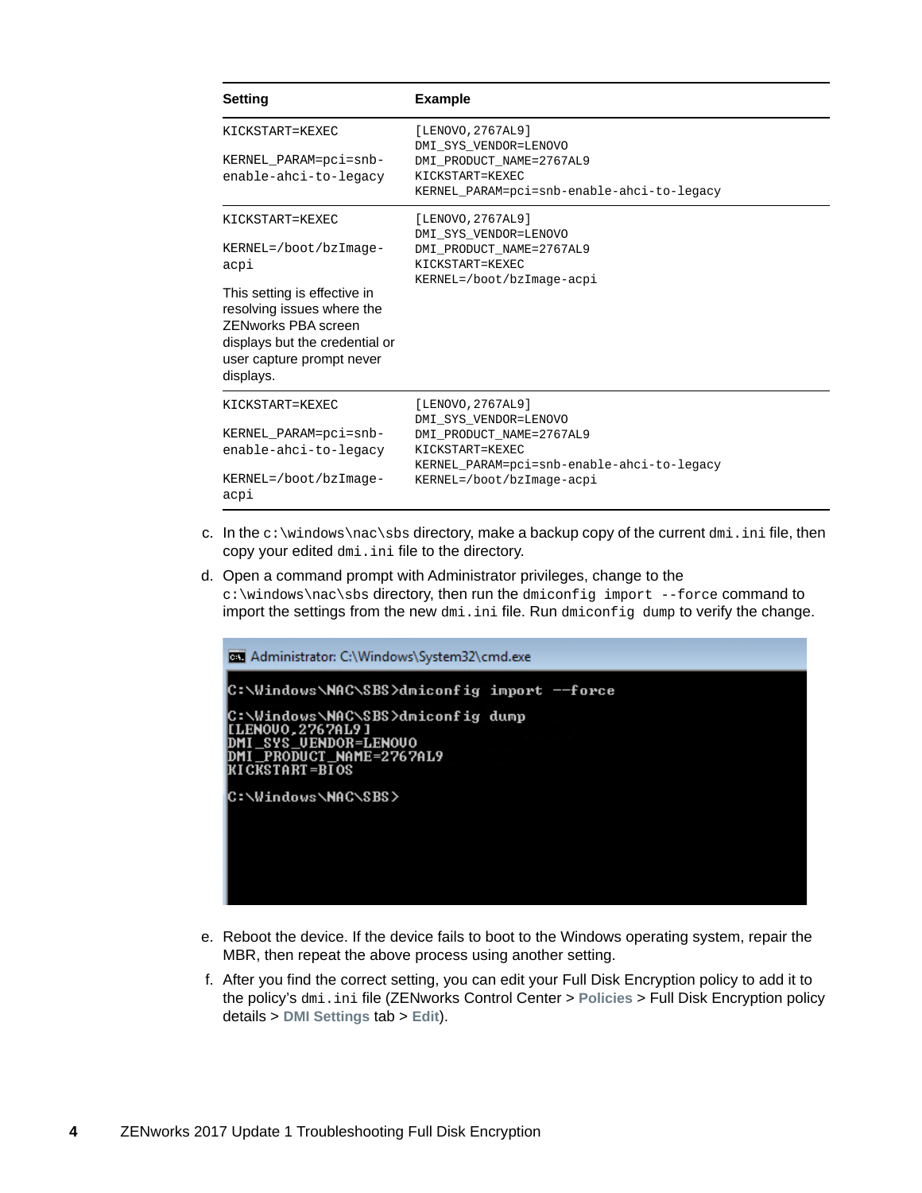| Setting | Example |
| --- | --- |
| `KICKSTART=KEXEC`<br><br>`KERNEL_PARAM=pci=snb-enable-ahci-to-legacy` | `[LENOVO,2767AL9]`<br>`DMI_SYS_VENDOR=LENOVO`<br>`DMI_PRODUCT_NAME=2767AL9`<br>`KICKSTART=KEXEC`<br>`KERNEL_PARAM=pci=snb-enable-ahci-to-legacy` |
| `KICKSTART=KEXEC`<br><br>`KERNEL=/boot/bzImage-acpi`<br><br>This setting is effective in resolving issues where the ZENworks PBA screen displays but the credential or user capture prompt never displays. | `[LENOVO,2767AL9]`<br>`DMI_SYS_VENDOR=LENOVO`<br>`DMI_PRODUCT_NAME=2767AL9`<br>`KICKSTART=KEXEC`<br>`KERNEL=/boot/bzImage-acpi` |
| `KICKSTART=KEXEC`<br><br>`KERNEL_PARAM=pci=snb-enable-ahci-to-legacy`<br><br>`KERNEL=/boot/bzImage-acpi` | `[LENOVO,2767AL9]`<br>`DMI_SYS_VENDOR=LENOVO`<br>`DMI_PRODUCT_NAME=2767AL9`<br>`KICKSTART=KEXEC`<br>`KERNEL_PARAM=pci=snb-enable-ahci-to-legacy`<br>`KERNEL=/boot/bzImage-acpi` |

c. In the `c:\windows\nac\sbs` directory, make a backup copy of the current `dmi.ini` file, then copy your edited `dmi.ini` file to the directory.

d. Open a command prompt with Administrator privileges, change to the `c:\windows\nac\sbs` directory, then run the `dmiconfig import --force` command to import the settings from the new `dmi.ini` file. Run `dmiconfig dump` to verify the change.

```
Administrator: C:\Windows\System32\cmd.exe

C:\Windows\NAC\SBS>dmiconfig import --force

C:\Windows\NAC\SBS>dmiconfig dump
[LENOVO,2767AL9]
DMI_SYS_VENDOR=LENOVO
DMI_PRODUCT_NAME=2767AL9
KICKSTART=BIOS

C:\Windows\NAC\SBS>
```

e. Reboot the device. If the device fails to boot to the Windows operating system, repair the MBR, then repeat the above process using another setting.

f. After you find the correct setting, you can edit your Full Disk Encryption policy to add it to the policy's `dmi.ini` file (ZENworks Control Center > **Policies** > Full Disk Encryption policy details > **DMI Settings** tab > **Edit**).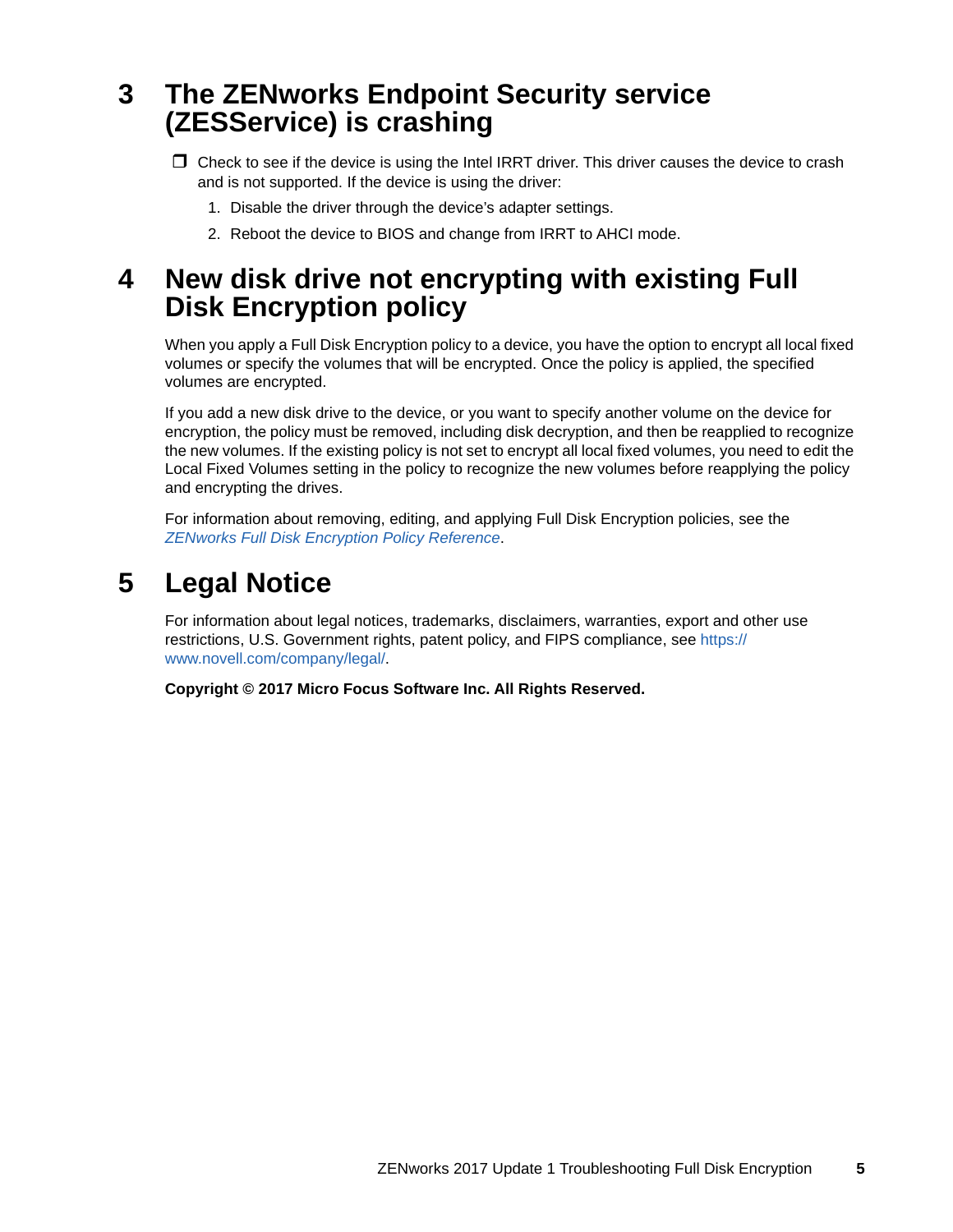# 3 The ZENworks Endpoint Security service (ZESService) is crashing

- [ ] Check to see if the device is using the Intel IRRT driver. This driver causes the device to crash and is not supported. If the device is using the driver:
  1. Disable the driver through the device's adapter settings.
  2. Reboot the device to BIOS and change from IRRT to AHCI mode.

# 4 New disk drive not encrypting with existing Full Disk Encryption policy

When you apply a Full Disk Encryption policy to a device, you have the option to encrypt all local fixed volumes or specify the volumes that will be encrypted. Once the policy is applied, the specified volumes are encrypted.

If you add a new disk drive to the device, or you want to specify another volume on the device for encryption, the policy must be removed, including disk decryption, and then be reapplied to recognize the new volumes. If the existing policy is not set to encrypt all local fixed volumes, you need to edit the Local Fixed Volumes setting in the policy to recognize the new volumes before reapplying the policy and encrypting the drives.

For information about removing, editing, and applying Full Disk Encryption policies, see the *ZENworks Full Disk Encryption Policy Reference*.

# 5 Legal Notice

For information about legal notices, trademarks, disclaimers, warranties, export and other use restrictions, U.S. Government rights, patent policy, and FIPS compliance, see https://www.novell.com/company/legal/.

**Copyright © 2017 Micro Focus Software Inc. All Rights Reserved.**